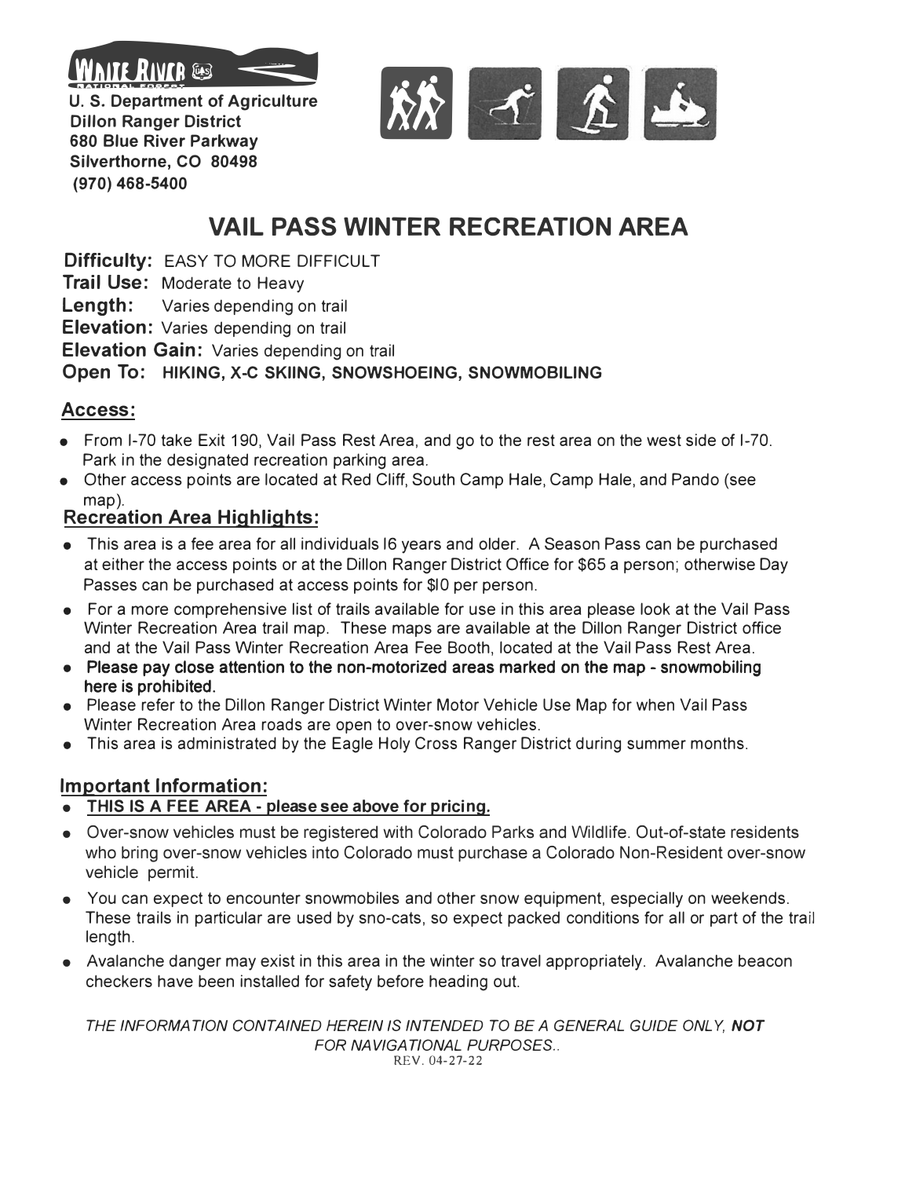U. S. Department of Agriculture
Dillon Ranger District
680 Blue River Parkway
Silverthorne, CO 80498
(970) 468-5400

# VAIL PASS WINTER RECREATION AREA

**Difficulty:** EASY TO MORE DIFFICULT
**Trail Use:** Moderate to Heavy
**Length:** Varies depending on trail
**Elevation:** Varies depending on trail
**Elevation Gain:** Varies depending on trail
**Open To:** **HIKING, X-C SKIING, SNOWSHOEING, SNOWMOBILING**

## Access:

- From I-70 take Exit 190, Vail Pass Rest Area, and go to the rest area on the west side of I-70. Park in the designated recreation parking area.
- Other access points are located at Red Cliff, South Camp Hale, Camp Hale, and Pando (see map).

## Recreation Area Highlights:

- This area is a fee area for all individuals 16 years and older. A Season Pass can be purchased at either the access points or at the Dillon Ranger District Office for $65 a person; otherwise Day Passes can be purchased at access points for $10 per person.
- For a more comprehensive list of trails available for use in this area please look at the Vail Pass Winter Recreation Area trail map. These maps are available at the Dillon Ranger District office and at the Vail Pass Winter Recreation Area Fee Booth, located at the Vail Pass Rest Area.
- **Please pay close attention to the non-motorized areas marked on the map - snowmobiling here is prohibited.**
- Please refer to the Dillon Ranger District Winter Motor Vehicle Use Map for when Vail Pass Winter Recreation Area roads are open to over-snow vehicles.
- This area is administrated by the Eagle Holy Cross Ranger District during summer months.

## Important Information:

- **THIS IS A FEE AREA - please see above for pricing.**
- Over-snow vehicles must be registered with Colorado Parks and Wildlife. Out-of-state residents who bring over-snow vehicles into Colorado must purchase a Colorado Non-Resident over-snow vehicle permit.
- You can expect to encounter snowmobiles and other snow equipment, especially on weekends. These trails in particular are used by sno-cats, so expect packed conditions for all or part of the trail length.
- Avalanche danger may exist in this area in the winter so travel appropriately. Avalanche beacon checkers have been installed for safety before heading out.

*THE INFORMATION CONTAINED HEREIN IS INTENDED TO BE A GENERAL GUIDE ONLY, **NOT** FOR NAVIGATIONAL PURPOSES..*

REV. 04-27-22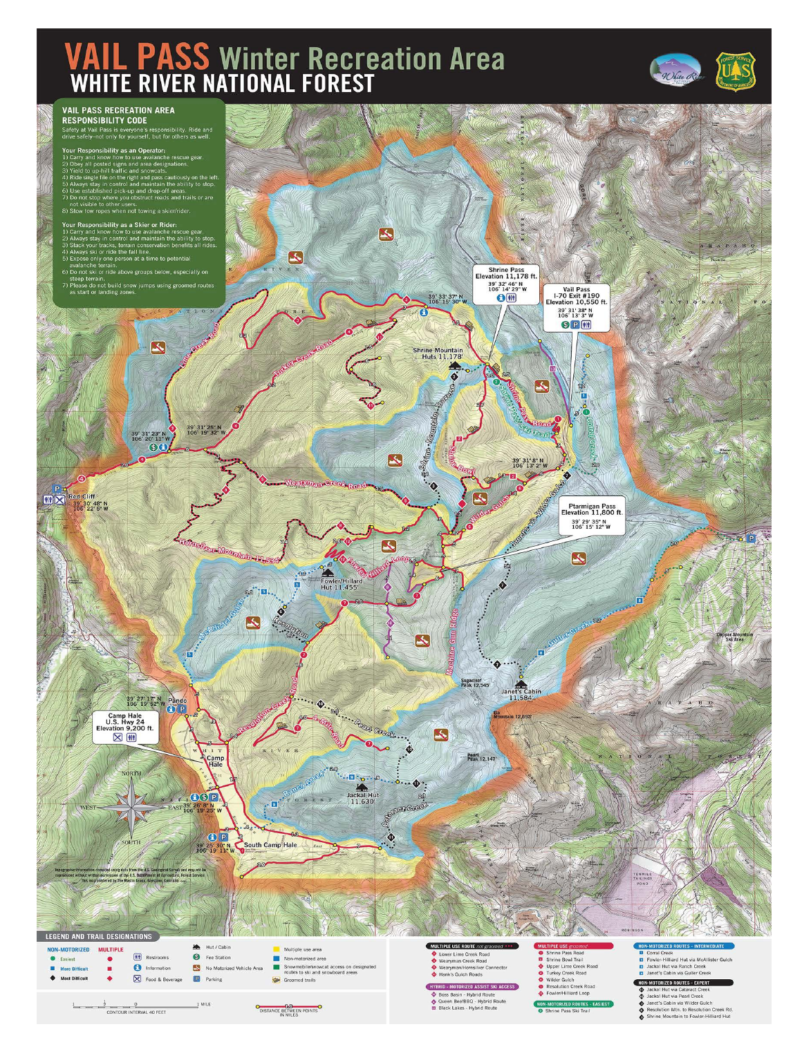# VAIL PASS Winter Recreation Area
## WHITE RIVER NATIONAL FOREST

### VAIL PASS RECREATION AREA RESPONSIBILITY CODE

Safety at Vail Pass is everyone's responsibility. Ride and drive safely–not only for yourself, but for others as well.

**Your Responsibility as an Operator:**

1) Carry and know how to use avalanche rescue gear.
2) Obey all posted signs and area designations.
3) Yield to up-hill traffic and snowcats.
4) Ride single file on the right and pass cautiously on the left.
5) Always stay in control and maintain the ability to stop.
6) Use established pick-up and drop-off areas.
7) Do not stop where you obstruct roads and trails or are not visible to other users.
8) Slow tow ropes when not towing a skier/rider.

**Your Responsibility as a Skier or Rider:**

1) Carry and know how to use avalanche rescue gear.
2) Always stay in control and maintain the ability to stop.
3) Stack your tracks, terrain conservation benefits all rides.
4) Always ski or ride the fall line.
5) Expose only one person at a time to potential avalanche terrain.
6) Do not ski or ride above groups below, especially on steep terrain.
7) Please do not build snow jumps using groomed routes as start or landing zones.

Shrine Pass
Elevation 11,178 ft.
39° 32' 46" N
106° 14' 29" W

Vail Pass
I-70 Exit #190
Elevation 10,550 ft.
39° 31' 38" N
106° 13' 3" W

Ptarmigan Pass
Elevation 11,800 ft.
39° 29' 35" N
106° 15' 12" W

Camp Hale
U.S. Hwy 24
Elevation 9,200 ft.

Red Cliff
39° 30' 48" N
106° 22' 5" W

Pando
39° 27' 17" N
106° 19' 52" W

39° 26' 8" N
106° 19' 25" W

39° 25' 30" N
106° 19' 11" W

39° 31' 23" N
106° 20' 11" W

39° 31' 25" N
106° 19' 32" W

39° 33' 37" N
106° 15' 30" W

39° 31' 8" N
106° 13' 2" W

Shrine Mountain Huts 11,178'
Fowler/Hillard Hut 11,455'
Janet's Cabin 11,584'
Jackal Hut 11,630'
Sugarloaf Peak 12,545
Elk Mountain 12,693'
Pearl Peak 12,147'
Copper Mountain Ski Area
South Camp Hale
Camp Hale

Topographic information compiled using data from the U.S. Geological Survey and may not be reproduced without written permission of the U.S. Department of Agriculture, Forest Service. This map rendered by The Martin Group, Boulder, Colorado.

### LEGEND AND TRAIL DESIGNATIONS

| NON-MOTORIZED | MULTIPLE | |
|---|---|---|
| Easiest | ● | ● |
| More Difficult | ■ | ■ |
| Most Difficult | ◆ | ◆ |

- Hut / Cabin
- Restrooms
- Information
- Food & Beverage
- Fee Station
- No Motorized Vehicle Area
- Parking
- Multiple use area
- Non-motorized area
- Snowmobile/snowcat access on designated routes to ski and snowboard areas
- Groomed trails

1 MILE — CONTOUR INTERVAL 40 FEET

DISTANCE BETWEEN POINTS IN MILES

**MULTIPLE USE ROUTE** *not groomed*

1. Lower Lime Creek Road
2. Wearyman Creek Road
3. Wearyman/Hornsilver Connector
4. Hank's Gulch Roads

**HYBRID – MOTORIZED ASSIST SKI ACCESS**

5. Boss Basin – Hybrid Route
6. Queen Bee/BBQ – Hybrid Route
7. Black Lakes – Hybrid Route

**MULTIPLE USE** *groomed*

1. Shrine Pass Road
2. Shrine Bowl Trail
3. Upper Lime Creek Road
4. Turkey Creek Road
5. Wilder Gulch
6. Resolution Creek Road
7. Fowler/Hilliard Loop

**NON-MOTORIZED ROUTES – EASIEST**

2. Shrine Pass Ski Trail

**NON-MOTORIZED ROUTES – INTERMEDIATE**

1. Corral Creek
2. Fowler-Hilliard Hut via McAllister Gulch
3. Jackal Hut via Ranch Creek
4. Janet's Cabin via Guller Creek

**NON-MOTORIZED ROUTES – EXPERT**

1. Jackal Hut via Cataract Creek
2. Jackal Hut via Pearl Creek
3. Janet's Cabin via Wilder Gulch
4. Resolution Mtn. to Resolution Creek Rd.
5. Shrine Mountain to Fowler-Hilliard Hut